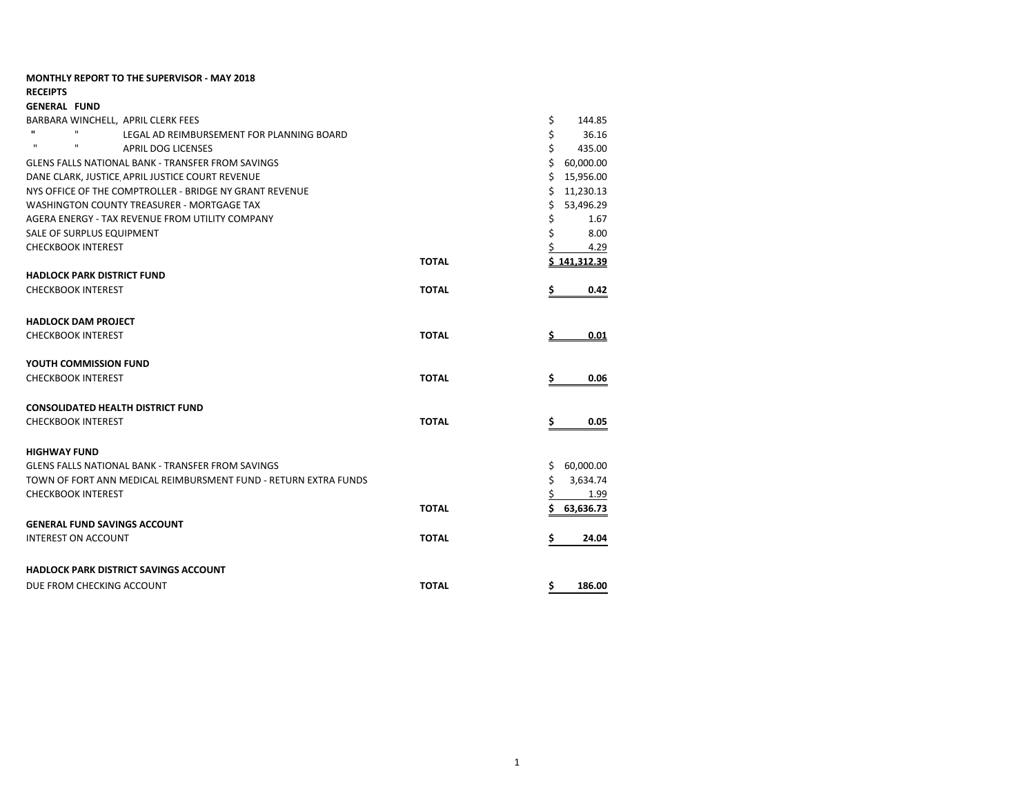**MONTHLY REPORT TO THE SUPERVISOR - MAY 2018**

**RECEIPTS**

**GENERAL FUND**

| | | |
|---|---|---|
| BARBARA WINCHELL, APRIL CLERK FEES | | $ 144.85 |
| " " LEGAL AD REIMBURSEMENT FOR PLANNING BOARD | | $ 36.16 |
| " " APRIL DOG LICENSES | | $ 435.00 |
| GLENS FALLS NATIONAL BANK - TRANSFER FROM SAVINGS | | $ 60,000.00 |
| DANE CLARK, JUSTICE, APRIL JUSTICE COURT REVENUE | | $ 15,956.00 |
| NYS OFFICE OF THE COMPTROLLER - BRIDGE NY GRANT REVENUE | | $ 11,230.13 |
| WASHINGTON COUNTY TREASURER - MORTGAGE TAX | | $ 53,496.29 |
| AGERA ENERGY - TAX REVENUE FROM UTILITY COMPANY | | $ 1.67 |
| SALE OF SURPLUS EQUIPMENT | | $ 8.00 |
| CHECKBOOK INTEREST | | $ 4.29 |
| | **TOTAL** | **$ 141,312.39** |

**HADLOCK PARK DISTRICT FUND**

| | | |
|---|---|---|
| CHECKBOOK INTEREST | **TOTAL** | **$ 0.42** |

**HADLOCK DAM PROJECT**

| | | |
|---|---|---|
| CHECKBOOK INTEREST | **TOTAL** | **$ 0.01** |

**YOUTH COMMISSION FUND**

| | | |
|---|---|---|
| CHECKBOOK INTEREST | **TOTAL** | **$ 0.06** |

**CONSOLIDATED HEALTH DISTRICT FUND**

| | | |
|---|---|---|
| CHECKBOOK INTEREST | **TOTAL** | **$ 0.05** |

**HIGHWAY FUND**

| | | |
|---|---|---|
| GLENS FALLS NATIONAL BANK - TRANSFER FROM SAVINGS | | $ 60,000.00 |
| TOWN OF FORT ANN MEDICAL REIMBURSMENT FUND - RETURN EXTRA FUNDS | | $ 3,634.74 |
| CHECKBOOK INTEREST | | $ 1.99 |
| | **TOTAL** | **$ 63,636.73** |

**GENERAL FUND SAVINGS ACCOUNT**

| | | |
|---|---|---|
| INTEREST ON ACCOUNT | **TOTAL** | **$ 24.04** |

**HADLOCK PARK DISTRICT SAVINGS ACCOUNT**

| | | |
|---|---|---|
| DUE FROM CHECKING ACCOUNT | **TOTAL** | **$ 186.00** |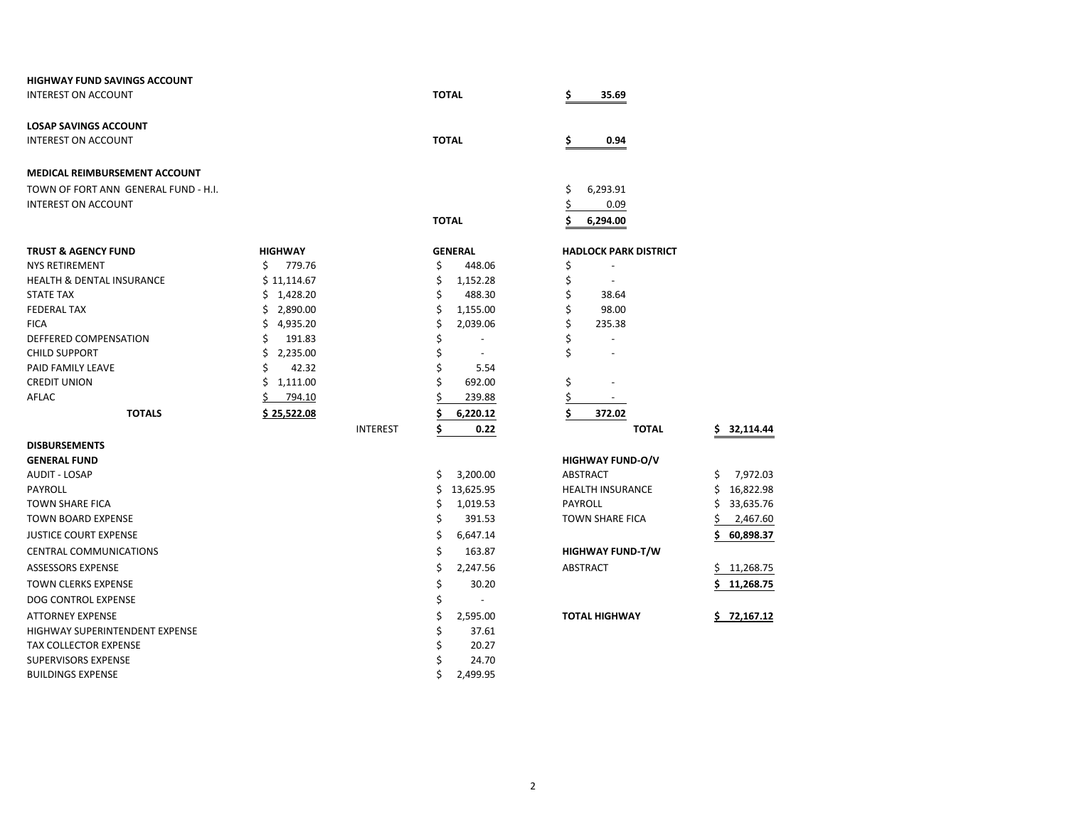**HIGHWAY FUND SAVINGS ACCOUNT**

| | | |
|---|---|---|
| INTEREST ON ACCOUNT | **TOTAL** | **$ 35.69** |

**LOSAP SAVINGS ACCOUNT**

| | | |
|---|---|---|
| INTEREST ON ACCOUNT | **TOTAL** | **$ 0.94** |

**MEDICAL REIMBURSEMENT ACCOUNT**

| | | |
|---|---|---|
| TOWN OF FORT ANN GENERAL FUND - H.I. | | $ 6,293.91 |
| INTEREST ON ACCOUNT | | $ 0.09 |
| | **TOTAL** | **$ 6,294.00** |

| **TRUST & AGENCY FUND** | **HIGHWAY** | | **GENERAL** | **HADLOCK PARK DISTRICT** | |
|---|---|---|---|---|---|
| NYS RETIREMENT | $ 779.76 | | $ 448.06 | $ - | |
| HEALTH & DENTAL INSURANCE | $ 11,114.67 | | $ 1,152.28 | $ - | |
| STATE TAX | $ 1,428.20 | | $ 488.30 | $ 38.64 | |
| FEDERAL TAX | $ 2,890.00 | | $ 1,155.00 | $ 98.00 | |
| FICA | $ 4,935.20 | | $ 2,039.06 | $ 235.38 | |
| DEFFERED COMPENSATION | $ 191.83 | | $ - | $ - | |
| CHILD SUPPORT | $ 2,235.00 | | $ - | $ - | |
| PAID FAMILY LEAVE | $ 42.32 | | $ 5.54 | | |
| CREDIT UNION | $ 1,111.00 | | $ 692.00 | $ - | |
| AFLAC | $ 794.10 | | $ 239.88 | $ - | |
| **TOTALS** | **$ 25,522.08** | | **$ 6,220.12** | **$ 372.02** | |
| | | INTEREST | **$ 0.22** | **TOTAL** | **$ 32,114.44** |

**DISBURSEMENTS**

| **GENERAL FUND** | | **HIGHWAY FUND-O/V** | |
|---|---|---|---|
| AUDIT - LOSAP | $ 3,200.00 | ABSTRACT | $ 7,972.03 |
| PAYROLL | $ 13,625.95 | HEALTH INSURANCE | $ 16,822.98 |
| TOWN SHARE FICA | $ 1,019.53 | PAYROLL | $ 33,635.76 |
| TOWN BOARD EXPENSE | $ 391.53 | TOWN SHARE FICA | $ 2,467.60 |
| JUSTICE COURT EXPENSE | $ 6,647.14 | | **$ 60,898.37** |
| CENTRAL COMMUNICATIONS | $ 163.87 | **HIGHWAY FUND-T/W** | |
| ASSESSORS EXPENSE | $ 2,247.56 | ABSTRACT | $ 11,268.75 |
| TOWN CLERKS EXPENSE | $ 30.20 | | **$ 11,268.75** |
| DOG CONTROL EXPENSE | $ - | | |
| ATTORNEY EXPENSE | $ 2,595.00 | **TOTAL HIGHWAY** | **$ 72,167.12** |
| HIGHWAY SUPERINTENDENT EXPENSE | $ 37.61 | | |
| TAX COLLECTOR EXPENSE | $ 20.27 | | |
| SUPERVISORS EXPENSE | $ 24.70 | | |
| BUILDINGS EXPENSE | $ 2,499.95 | | |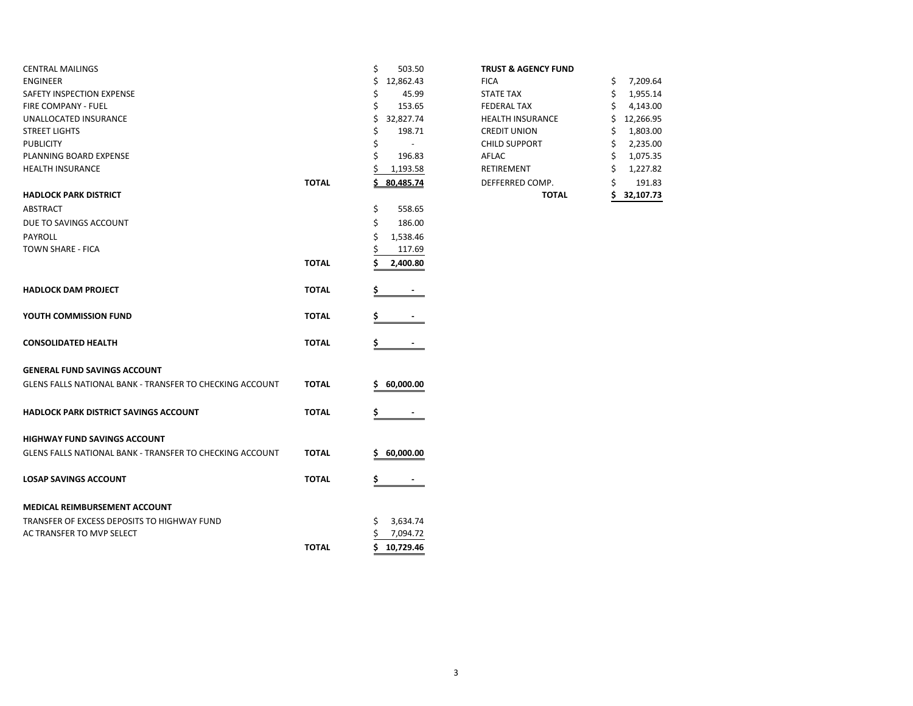| | | |
|---|---|---|
| CENTRAL MAILINGS | | $ 503.50 |
| ENGINEER | | $ 12,862.43 |
| SAFETY INSPECTION EXPENSE | | $ 45.99 |
| FIRE COMPANY - FUEL | | $ 153.65 |
| UNALLOCATED INSURANCE | | $ 32,827.74 |
| STREET LIGHTS | | $ 198.71 |
| PUBLICITY | | $ - |
| PLANNING BOARD EXPENSE | | $ 196.83 |
| HEALTH INSURANCE | | $ 1,193.58 |
| | **TOTAL** | **$ 80,485.74** |
| **HADLOCK PARK DISTRICT** | | |
| ABSTRACT | | $ 558.65 |
| DUE TO SAVINGS ACCOUNT | | $ 186.00 |
| PAYROLL | | $ 1,538.46 |
| TOWN SHARE - FICA | | $ 117.69 |
| | **TOTAL** | **$ 2,400.80** |
| **HADLOCK DAM PROJECT** | **TOTAL** | **$ -** |
| **YOUTH COMMISSION FUND** | **TOTAL** | **$ -** |
| **CONSOLIDATED HEALTH** | **TOTAL** | **$ -** |
| **GENERAL FUND SAVINGS ACCOUNT** | | |
| GLENS FALLS NATIONAL BANK - TRANSFER TO CHECKING ACCOUNT | **TOTAL** | **$ 60,000.00** |
| **HADLOCK PARK DISTRICT SAVINGS ACCOUNT** | **TOTAL** | **$ -** |
| **HIGHWAY FUND SAVINGS ACCOUNT** | | |
| GLENS FALLS NATIONAL BANK - TRANSFER TO CHECKING ACCOUNT | **TOTAL** | **$ 60,000.00** |
| **LOSAP SAVINGS ACCOUNT** | **TOTAL** | **$ -** |
| **MEDICAL REIMBURSEMENT ACCOUNT** | | |
| TRANSFER OF EXCESS DEPOSITS TO HIGHWAY FUND | | $ 3,634.74 |
| AC TRANSFER TO MVP SELECT | | $ 7,094.72 |
| | **TOTAL** | **$ 10,729.46** |

| **TRUST & AGENCY FUND** | |
|---|---|
| FICA | $ 7,209.64 |
| STATE TAX | $ 1,955.14 |
| FEDERAL TAX | $ 4,143.00 |
| HEALTH INSURANCE | $ 12,266.95 |
| CREDIT UNION | $ 1,803.00 |
| CHILD SUPPORT | $ 2,235.00 |
| AFLAC | $ 1,075.35 |
| RETIREMENT | $ 1,227.82 |
| DEFFERRED COMP. | $ 191.83 |
| **TOTAL** | **$ 32,107.73** |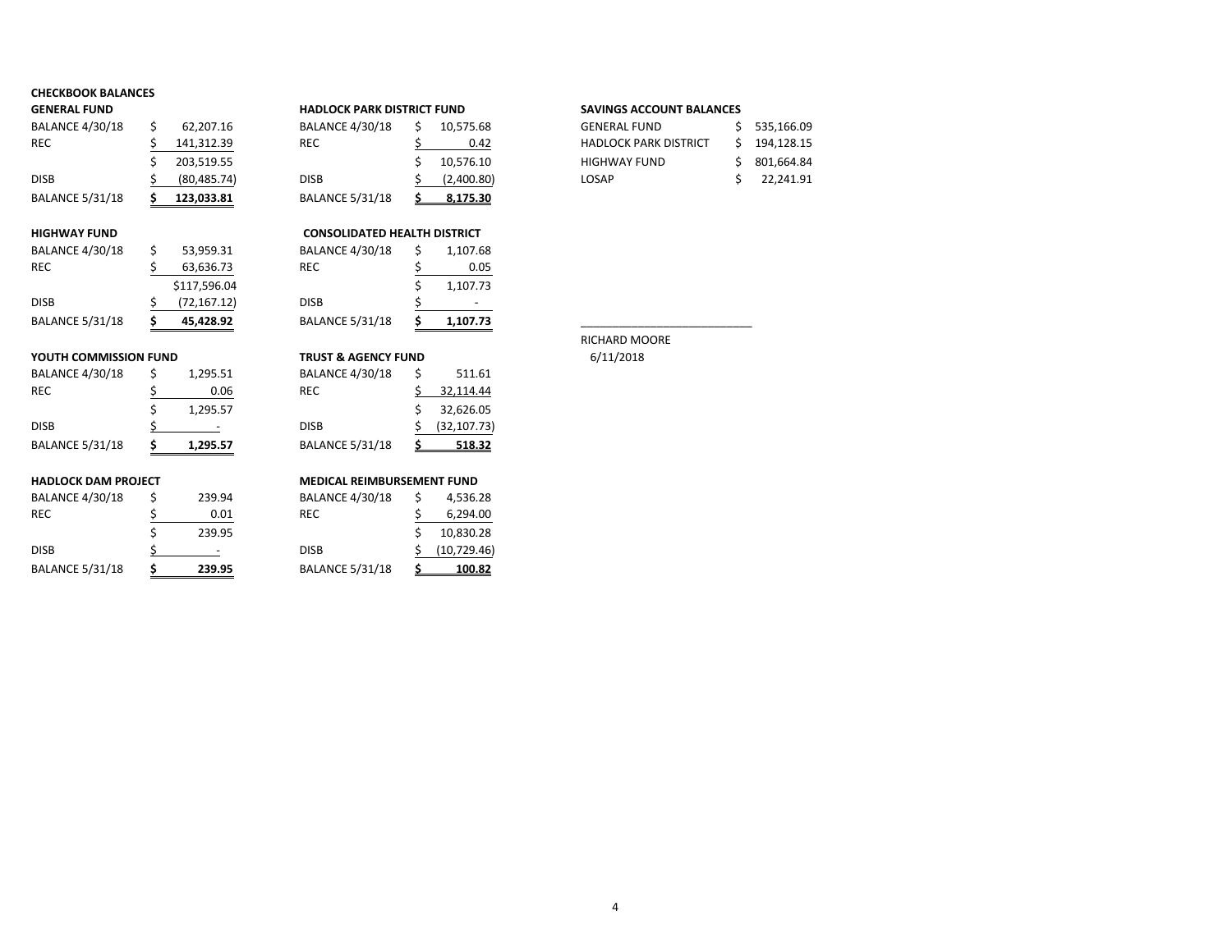**CHECKBOOK BALANCES**

**GENERAL FUND**

| | | |
|---|---|---|
| BALANCE 4/30/18 | $ | 62,207.16 |
| REC | $ | 141,312.39 |
| | $ | 203,519.55 |
| DISB | $ | (80,485.74) |
| BALANCE 5/31/18 | **$** | **123,033.81** |

**HIGHWAY FUND**

| | | |
|---|---|---|
| BALANCE 4/30/18 | $ | 53,959.31 |
| REC | $ | 63,636.73 |
| | | $117,596.04 |
| DISB | $ | (72,167.12) |
| BALANCE 5/31/18 | **$** | **45,428.92** |

**YOUTH COMMISSION FUND**

| | | |
|---|---|---|
| BALANCE 4/30/18 | $ | 1,295.51 |
| REC | $ | 0.06 |
| | $ | 1,295.57 |
| DISB | $ | - |
| BALANCE 5/31/18 | **$** | **1,295.57** |

**HADLOCK DAM PROJECT**

| | | |
|---|---|---|
| BALANCE 4/30/18 | $ | 239.94 |
| REC | $ | 0.01 |
| | $ | 239.95 |
| DISB | $ | - |
| BALANCE 5/31/18 | **$** | **239.95** |

**HADLOCK PARK DISTRICT FUND**

| | | |
|---|---|---|
| BALANCE 4/30/18 | $ | 10,575.68 |
| REC | $ | 0.42 |
| | $ | 10,576.10 |
| DISB | $ | (2,400.80) |
| BALANCE 5/31/18 | **$** | **8,175.30** |

**CONSOLIDATED HEALTH DISTRICT**

| | | |
|---|---|---|
| BALANCE 4/30/18 | $ | 1,107.68 |
| REC | $ | 0.05 |
| | $ | 1,107.73 |
| DISB | $ | - |
| BALANCE 5/31/18 | **$** | **1,107.73** |

**TRUST & AGENCY FUND**

| | | |
|---|---|---|
| BALANCE 4/30/18 | $ | 511.61 |
| REC | $ | 32,114.44 |
| | $ | 32,626.05 |
| DISB | $ | (32,107.73) |
| BALANCE 5/31/18 | **$** | **518.32** |

**MEDICAL REIMBURSEMENT FUND**

| | | |
|---|---|---|
| BALANCE 4/30/18 | $ | 4,536.28 |
| REC | $ | 6,294.00 |
| | $ | 10,830.28 |
| DISB | $ | (10,729.46) |
| BALANCE 5/31/18 | **$** | **100.82** |

**SAVINGS ACCOUNT BALANCES**

| | | |
|---|---|---|
| GENERAL FUND | $ | 535,166.09 |
| HADLOCK PARK DISTRICT | $ | 194,128.15 |
| HIGHWAY FUND | $ | 801,664.84 |
| LOSAP | $ | 22,241.91 |

\_\_\_\_\_\_\_\_\_\_\_\_\_\_\_\_\_\_\_\_\_\_\_\_\_\_\_\_

RICHARD MOORE
6/11/2018